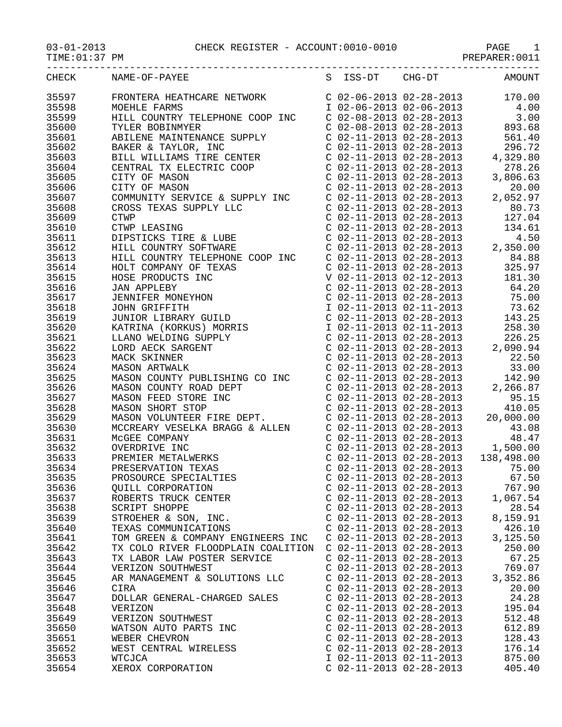03-01-2013 CHECK REGISTER - ACCOUNT:0010-0010 PAGE 1
TIME:01:37 PM PREPARER:0011

| CHECK | NAME-OF-PAYEE | S | ISS-DT | CHG-DT | AMOUNT |
|---|---|---|---|---|---|
| 35597 | FRONTERA HEATHCARE NETWORK | C | 02-06-2013 | 02-28-2013 | 170.00 |
| 35598 | MOEHLE FARMS | I | 02-06-2013 | 02-06-2013 | 4.00 |
| 35599 | HILL COUNTRY TELEPHONE COOP INC | C | 02-08-2013 | 02-28-2013 | 3.00 |
| 35600 | TYLER BOBINMYER | C | 02-08-2013 | 02-28-2013 | 893.68 |
| 35601 | ABILENE MAINTENANCE SUPPLY | C | 02-11-2013 | 02-28-2013 | 561.40 |
| 35602 | BAKER & TAYLOR, INC | C | 02-11-2013 | 02-28-2013 | 296.72 |
| 35603 | BILL WILLIAMS TIRE CENTER | C | 02-11-2013 | 02-28-2013 | 4,329.80 |
| 35604 | CENTRAL TX ELECTRIC COOP | C | 02-11-2013 | 02-28-2013 | 278.26 |
| 35605 | CITY OF MASON | C | 02-11-2013 | 02-28-2013 | 3,806.63 |
| 35606 | CITY OF MASON | C | 02-11-2013 | 02-28-2013 | 20.00 |
| 35607 | COMMUNITY SERVICE & SUPPLY INC | C | 02-11-2013 | 02-28-2013 | 2,052.97 |
| 35608 | CROSS TEXAS SUPPLY LLC | C | 02-11-2013 | 02-28-2013 | 80.73 |
| 35609 | CTWP | C | 02-11-2013 | 02-28-2013 | 127.04 |
| 35610 | CTWP LEASING | C | 02-11-2013 | 02-28-2013 | 134.61 |
| 35611 | DIPSTICKS TIRE & LUBE | C | 02-11-2013 | 02-28-2013 | 4.50 |
| 35612 | HILL COUNTRY SOFTWARE | C | 02-11-2013 | 02-28-2013 | 2,350.00 |
| 35613 | HILL COUNTRY TELEPHONE COOP INC | C | 02-11-2013 | 02-28-2013 | 84.88 |
| 35614 | HOLT COMPANY OF TEXAS | C | 02-11-2013 | 02-28-2013 | 325.97 |
| 35615 | HOSE PRODUCTS INC | V | 02-11-2013 | 02-12-2013 | 181.30 |
| 35616 | JAN APPLEBY | C | 02-11-2013 | 02-28-2013 | 64.20 |
| 35617 | JENNIFER MONEYHON | C | 02-11-2013 | 02-28-2013 | 75.00 |
| 35618 | JOHN GRIFFITH | I | 02-11-2013 | 02-11-2013 | 73.62 |
| 35619 | JUNIOR LIBRARY GUILD | C | 02-11-2013 | 02-28-2013 | 143.25 |
| 35620 | KATRINA (KORKUS) MORRIS | I | 02-11-2013 | 02-11-2013 | 258.30 |
| 35621 | LLANO WELDING SUPPLY | C | 02-11-2013 | 02-28-2013 | 226.25 |
| 35622 | LORD AECK SARGENT | C | 02-11-2013 | 02-28-2013 | 2,090.94 |
| 35623 | MACK SKINNER | C | 02-11-2013 | 02-28-2013 | 22.50 |
| 35624 | MASON ARTWALK | C | 02-11-2013 | 02-28-2013 | 33.00 |
| 35625 | MASON COUNTY PUBLISHING CO INC | C | 02-11-2013 | 02-28-2013 | 142.90 |
| 35626 | MASON COUNTY ROAD DEPT | C | 02-11-2013 | 02-28-2013 | 2,266.87 |
| 35627 | MASON FEED STORE INC | C | 02-11-2013 | 02-28-2013 | 95.15 |
| 35628 | MASON SHORT STOP | C | 02-11-2013 | 02-28-2013 | 410.05 |
| 35629 | MASON VOLUNTEER FIRE DEPT. | C | 02-11-2013 | 02-28-2013 | 20,000.00 |
| 35630 | MCCREARY VESELKA BRAGG & ALLEN | C | 02-11-2013 | 02-28-2013 | 43.08 |
| 35631 | McGEE COMPANY | C | 02-11-2013 | 02-28-2013 | 48.47 |
| 35632 | OVERDRIVE INC | C | 02-11-2013 | 02-28-2013 | 1,500.00 |
| 35633 | PREMIER METALWERKS | C | 02-11-2013 | 02-28-2013 | 138,498.00 |
| 35634 | PRESERVATION TEXAS | C | 02-11-2013 | 02-28-2013 | 75.00 |
| 35635 | PROSOURCE SPECIALTIES | C | 02-11-2013 | 02-28-2013 | 67.50 |
| 35636 | QUILL CORPORATION | C | 02-11-2013 | 02-28-2013 | 767.90 |
| 35637 | ROBERTS TRUCK CENTER | C | 02-11-2013 | 02-28-2013 | 1,067.54 |
| 35638 | SCRIPT SHOPPE | C | 02-11-2013 | 02-28-2013 | 28.54 |
| 35639 | STROEHER & SON, INC. | C | 02-11-2013 | 02-28-2013 | 8,159.91 |
| 35640 | TEXAS COMMUNICATIONS | C | 02-11-2013 | 02-28-2013 | 426.10 |
| 35641 | TOM GREEN & COMPANY ENGINEERS INC | C | 02-11-2013 | 02-28-2013 | 3,125.50 |
| 35642 | TX COLO RIVER FLOODPLAIN COALITION | C | 02-11-2013 | 02-28-2013 | 250.00 |
| 35643 | TX LABOR LAW POSTER SERVICE | C | 02-11-2013 | 02-28-2013 | 67.25 |
| 35644 | VERIZON SOUTHWEST | C | 02-11-2013 | 02-28-2013 | 769.07 |
| 35645 | AR MANAGEMENT & SOLUTIONS LLC | C | 02-11-2013 | 02-28-2013 | 3,352.86 |
| 35646 | CIRA | C | 02-11-2013 | 02-28-2013 | 20.00 |
| 35647 | DOLLAR GENERAL-CHARGED SALES | C | 02-11-2013 | 02-28-2013 | 24.28 |
| 35648 | VERIZON | C | 02-11-2013 | 02-28-2013 | 195.04 |
| 35649 | VERIZON SOUTHWEST | C | 02-11-2013 | 02-28-2013 | 512.48 |
| 35650 | WATSON AUTO PARTS INC | C | 02-11-2013 | 02-28-2013 | 612.89 |
| 35651 | WEBER CHEVRON | C | 02-11-2013 | 02-28-2013 | 128.43 |
| 35652 | WEST CENTRAL WIRELESS | C | 02-11-2013 | 02-28-2013 | 176.14 |
| 35653 | WTCJCA | I | 02-11-2013 | 02-11-2013 | 875.00 |
| 35654 | XEROX CORPORATION | C | 02-11-2013 | 02-28-2013 | 405.40 |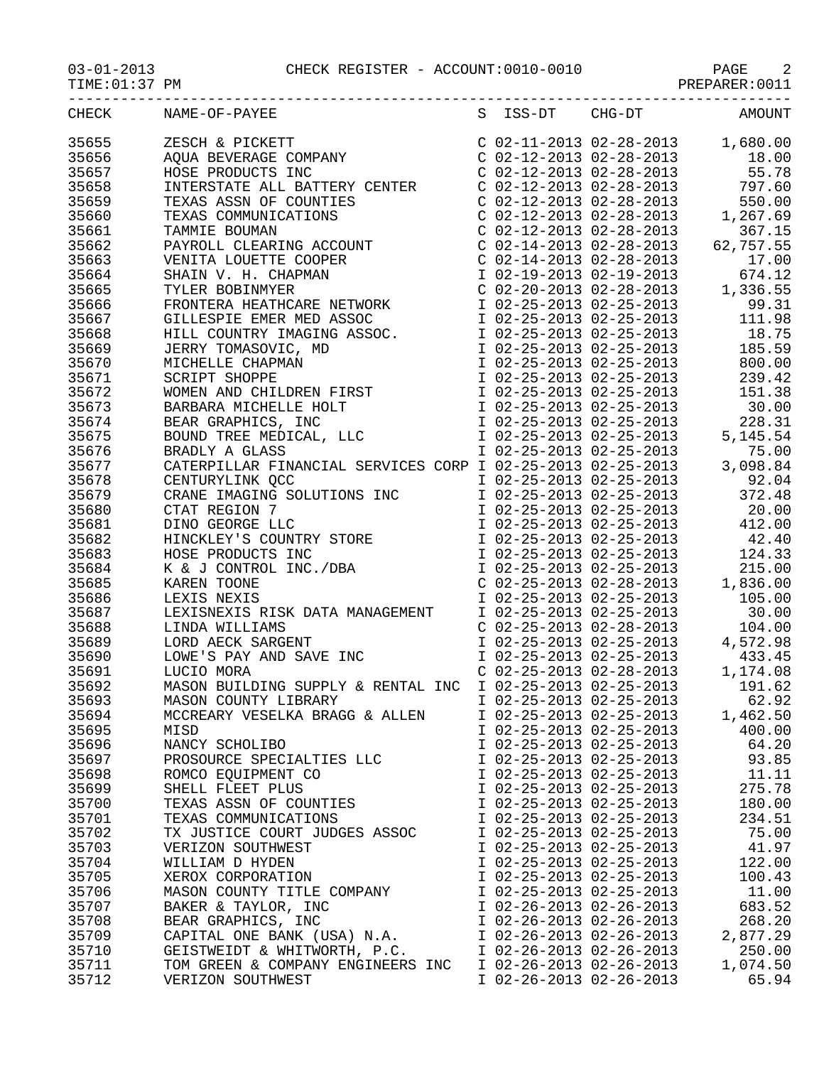03-01-2013 CHECK REGISTER - ACCOUNT:0010-0010

TIME:01:37 PM PREPARER:0011

| CHECK | NAME-OF-PAYEE | S | ISS-DT | CHG-DT | AMOUNT |
|---|---|---|---|---|---|
| 35655 | ZESCH & PICKETT | C | 02-11-2013 | 02-28-2013 | 1,680.00 |
| 35656 | AQUA BEVERAGE COMPANY | C | 02-12-2013 | 02-28-2013 | 18.00 |
| 35657 | HOSE PRODUCTS INC | C | 02-12-2013 | 02-28-2013 | 55.78 |
| 35658 | INTERSTATE ALL BATTERY CENTER | C | 02-12-2013 | 02-28-2013 | 797.60 |
| 35659 | TEXAS ASSN OF COUNTIES | C | 02-12-2013 | 02-28-2013 | 550.00 |
| 35660 | TEXAS COMMUNICATIONS | C | 02-12-2013 | 02-28-2013 | 1,267.69 |
| 35661 | TAMMIE BOUMAN | C | 02-12-2013 | 02-28-2013 | 367.15 |
| 35662 | PAYROLL CLEARING ACCOUNT | C | 02-14-2013 | 02-28-2013 | 62,757.55 |
| 35663 | VENITA LOUETTE COOPER | C | 02-14-2013 | 02-28-2013 | 17.00 |
| 35664 | SHAIN V. H. CHAPMAN | I | 02-19-2013 | 02-19-2013 | 674.12 |
| 35665 | TYLER BOBINMYER | C | 02-20-2013 | 02-28-2013 | 1,336.55 |
| 35666 | FRONTERA HEATHCARE NETWORK | I | 02-25-2013 | 02-25-2013 | 99.31 |
| 35667 | GILLESPIE EMER MED ASSOC | I | 02-25-2013 | 02-25-2013 | 111.98 |
| 35668 | HILL COUNTRY IMAGING ASSOC. | I | 02-25-2013 | 02-25-2013 | 18.75 |
| 35669 | JERRY TOMASOVIC, MD | I | 02-25-2013 | 02-25-2013 | 185.59 |
| 35670 | MICHELLE CHAPMAN | I | 02-25-2013 | 02-25-2013 | 800.00 |
| 35671 | SCRIPT SHOPPE | I | 02-25-2013 | 02-25-2013 | 239.42 |
| 35672 | WOMEN AND CHILDREN FIRST | I | 02-25-2013 | 02-25-2013 | 151.38 |
| 35673 | BARBARA MICHELLE HOLT | I | 02-25-2013 | 02-25-2013 | 30.00 |
| 35674 | BEAR GRAPHICS, INC | I | 02-25-2013 | 02-25-2013 | 228.31 |
| 35675 | BOUND TREE MEDICAL, LLC | I | 02-25-2013 | 02-25-2013 | 5,145.54 |
| 35676 | BRADLY A GLASS | I | 02-25-2013 | 02-25-2013 | 75.00 |
| 35677 | CATERPILLAR FINANCIAL SERVICES CORP | I | 02-25-2013 | 02-25-2013 | 3,098.84 |
| 35678 | CENTURYLINK QCC | I | 02-25-2013 | 02-25-2013 | 92.04 |
| 35679 | CRANE IMAGING SOLUTIONS INC | I | 02-25-2013 | 02-25-2013 | 372.48 |
| 35680 | CTAT REGION 7 | I | 02-25-2013 | 02-25-2013 | 20.00 |
| 35681 | DINO GEORGE LLC | I | 02-25-2013 | 02-25-2013 | 412.00 |
| 35682 | HINCKLEY'S COUNTRY STORE | I | 02-25-2013 | 02-25-2013 | 42.40 |
| 35683 | HOSE PRODUCTS INC | I | 02-25-2013 | 02-25-2013 | 124.33 |
| 35684 | K & J CONTROL INC./DBA | I | 02-25-2013 | 02-25-2013 | 215.00 |
| 35685 | KAREN TOONE | C | 02-25-2013 | 02-28-2013 | 1,836.00 |
| 35686 | LEXIS NEXIS | I | 02-25-2013 | 02-25-2013 | 105.00 |
| 35687 | LEXISNEXIS RISK DATA MANAGEMENT | I | 02-25-2013 | 02-25-2013 | 30.00 |
| 35688 | LINDA WILLIAMS | C | 02-25-2013 | 02-28-2013 | 104.00 |
| 35689 | LORD AECK SARGENT | I | 02-25-2013 | 02-25-2013 | 4,572.98 |
| 35690 | LOWE'S PAY AND SAVE INC | I | 02-25-2013 | 02-25-2013 | 433.45 |
| 35691 | LUCIO MORA | C | 02-25-2013 | 02-28-2013 | 1,174.08 |
| 35692 | MASON BUILDING SUPPLY & RENTAL INC | I | 02-25-2013 | 02-25-2013 | 191.62 |
| 35693 | MASON COUNTY LIBRARY | I | 02-25-2013 | 02-25-2013 | 62.92 |
| 35694 | MCCREARY VESELKA BRAGG & ALLEN | I | 02-25-2013 | 02-25-2013 | 1,462.50 |
| 35695 | MISD | I | 02-25-2013 | 02-25-2013 | 400.00 |
| 35696 | NANCY SCHOLIBO | I | 02-25-2013 | 02-25-2013 | 64.20 |
| 35697 | PROSOURCE SPECIALTIES LLC | I | 02-25-2013 | 02-25-2013 | 93.85 |
| 35698 | ROMCO EQUIPMENT CO | I | 02-25-2013 | 02-25-2013 | 11.11 |
| 35699 | SHELL FLEET PLUS | I | 02-25-2013 | 02-25-2013 | 275.78 |
| 35700 | TEXAS ASSN OF COUNTIES | I | 02-25-2013 | 02-25-2013 | 180.00 |
| 35701 | TEXAS COMMUNICATIONS | I | 02-25-2013 | 02-25-2013 | 234.51 |
| 35702 | TX JUSTICE COURT JUDGES ASSOC | I | 02-25-2013 | 02-25-2013 | 75.00 |
| 35703 | VERIZON SOUTHWEST | I | 02-25-2013 | 02-25-2013 | 41.97 |
| 35704 | WILLIAM D HYDEN | I | 02-25-2013 | 02-25-2013 | 122.00 |
| 35705 | XEROX CORPORATION | I | 02-25-2013 | 02-25-2013 | 100.43 |
| 35706 | MASON COUNTY TITLE COMPANY | I | 02-25-2013 | 02-25-2013 | 11.00 |
| 35707 | BAKER & TAYLOR, INC | I | 02-26-2013 | 02-26-2013 | 683.52 |
| 35708 | BEAR GRAPHICS, INC | I | 02-26-2013 | 02-26-2013 | 268.20 |
| 35709 | CAPITAL ONE BANK (USA) N.A. | I | 02-26-2013 | 02-26-2013 | 2,877.29 |
| 35710 | GEISTWEIDT & WHITWORTH, P.C. | I | 02-26-2013 | 02-26-2013 | 250.00 |
| 35711 | TOM GREEN & COMPANY ENGINEERS INC | I | 02-26-2013 | 02-26-2013 | 1,074.50 |
| 35712 | VERIZON SOUTHWEST | I | 02-26-2013 | 02-26-2013 | 65.94 |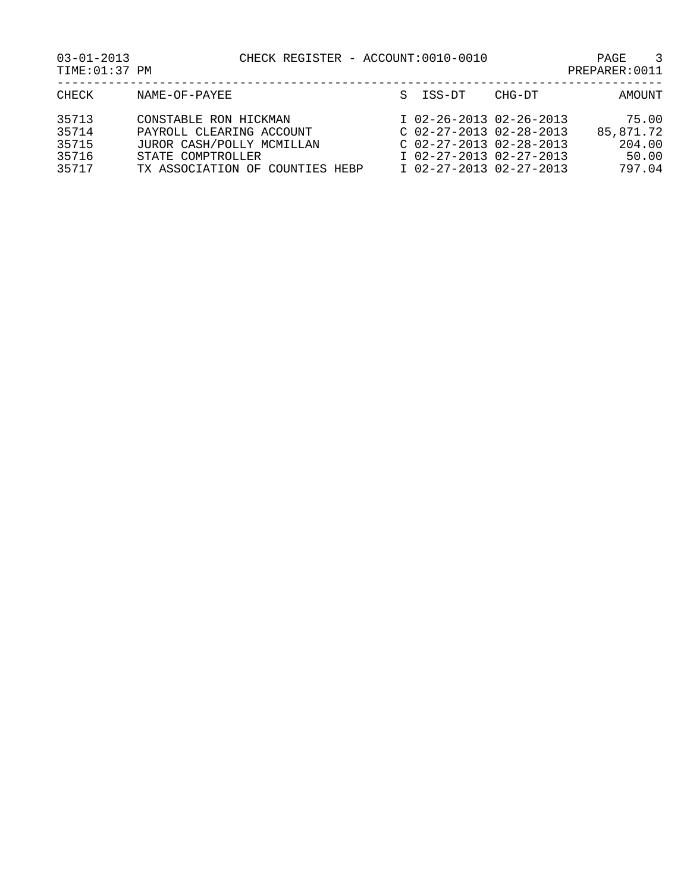03-01-2013 CHECK REGISTER - ACCOUNT:0010-0010

TIME:01:37 PM PREPARER:0011

| CHECK | NAME-OF-PAYEE | S | ISS-DT | CHG-DT | AMOUNT |
|---|---|---|---|---|---|
| 35713 | CONSTABLE RON HICKMAN | I | 02-26-2013 | 02-26-2013 | 75.00 |
| 35714 | PAYROLL CLEARING ACCOUNT | C | 02-27-2013 | 02-28-2013 | 85,871.72 |
| 35715 | JUROR CASH/POLLY MCMILLAN | C | 02-27-2013 | 02-28-2013 | 204.00 |
| 35716 | STATE COMPTROLLER | I | 02-27-2013 | 02-27-2013 | 50.00 |
| 35717 | TX ASSOCIATION OF COUNTIES HEBP | I | 02-27-2013 | 02-27-2013 | 797.04 |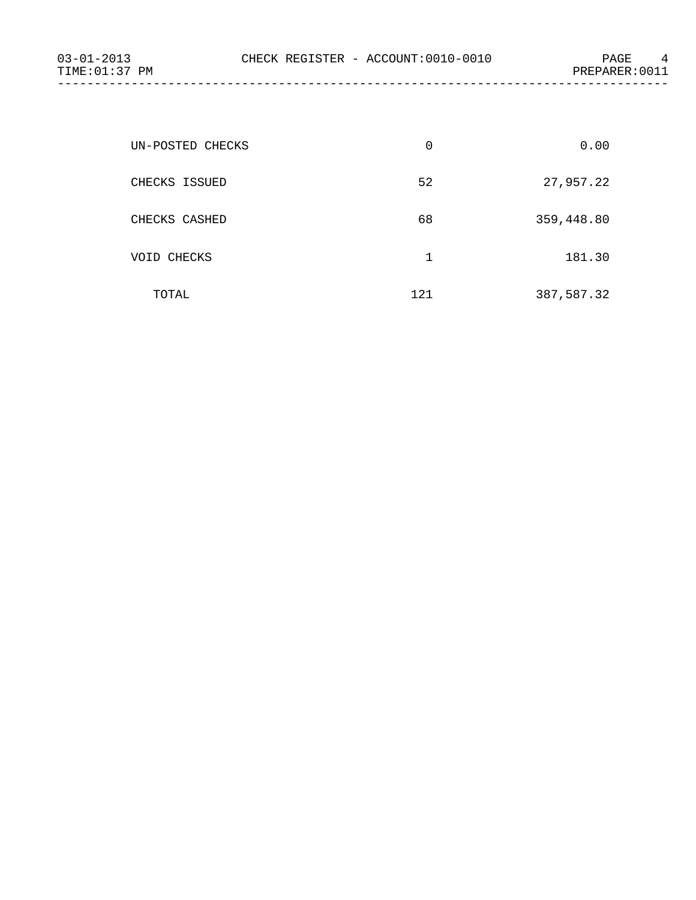| | | |
|---|---|---|
| UN-POSTED CHECKS | 0 | 0.00 |
| CHECKS ISSUED | 52 | 27,957.22 |
| CHECKS CASHED | 68 | 359,448.80 |
| VOID CHECKS | 1 | 181.30 |
| TOTAL | 121 | 387,587.32 |